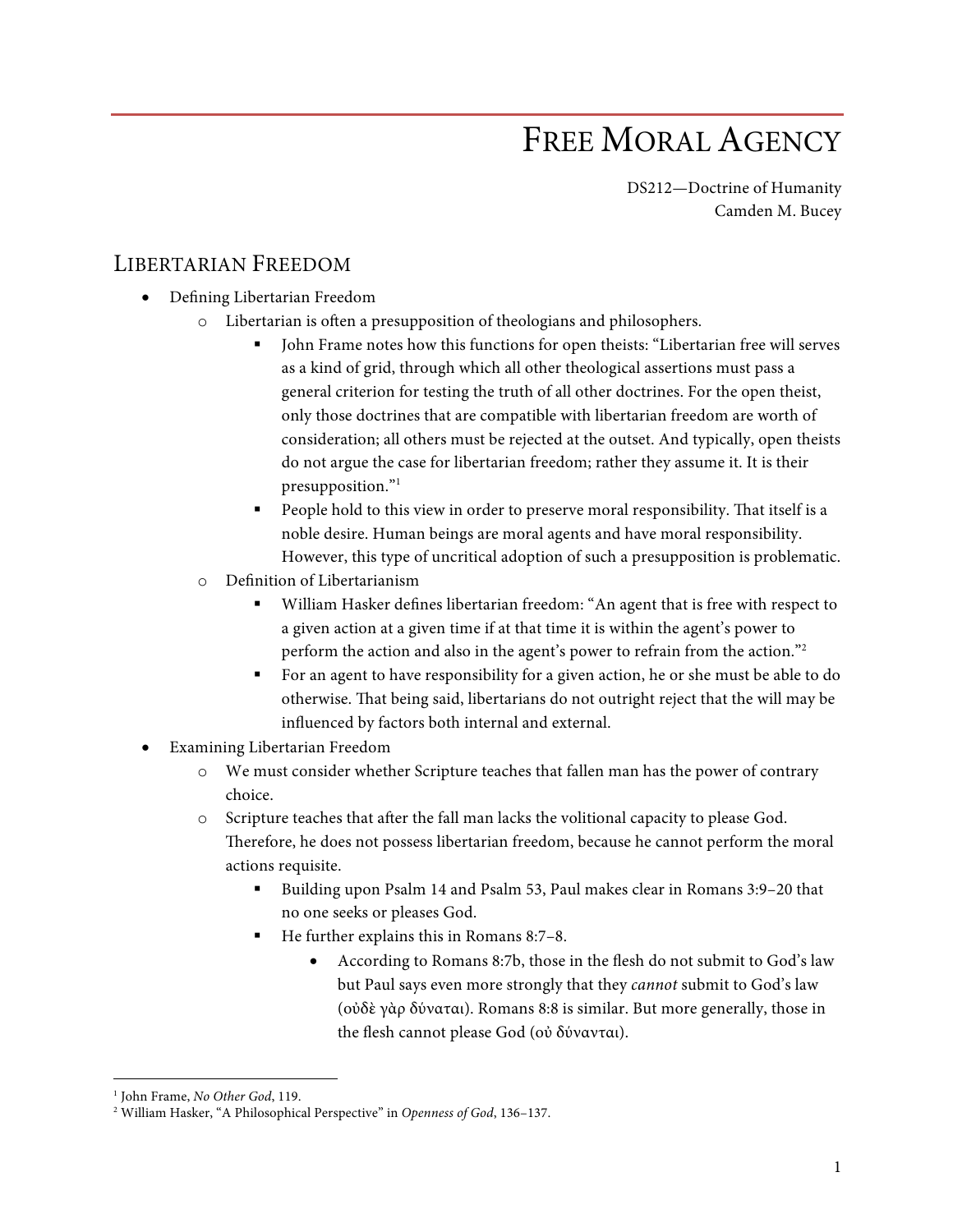# Free Moral Agency

DS212—Doctrine of Humanity
Camden M. Bucey

## Libertarian Freedom

- Defining Libertarian Freedom
  - Libertarian is often a presupposition of theologians and philosophers.
    - John Frame notes how this functions for open theists: "Libertarian free will serves as a kind of grid, through which all other theological assertions must pass a general criterion for testing the truth of all other doctrines. For the open theist, only those doctrines that are compatible with libertarian freedom are worth of consideration; all others must be rejected at the outset. And typically, open theists do not argue the case for libertarian freedom; rather they assume it. It is their presupposition."[1]
    - People hold to this view in order to preserve moral responsibility. That itself is a noble desire. Human beings are moral agents and have moral responsibility. However, this type of uncritical adoption of such a presupposition is problematic.
  - Definition of Libertarianism
    - William Hasker defines libertarian freedom: "An agent that is free with respect to a given action at a given time if at that time it is within the agent's power to perform the action and also in the agent's power to refrain from the action."[2]
    - For an agent to have responsibility for a given action, he or she must be able to do otherwise. That being said, libertarians do not outright reject that the will may be influenced by factors both internal and external.
- Examining Libertarian Freedom
  - We must consider whether Scripture teaches that fallen man has the power of contrary choice.
  - Scripture teaches that after the fall man lacks the volitional capacity to please God. Therefore, he does not possess libertarian freedom, because he cannot perform the moral actions requisite.
    - Building upon Psalm 14 and Psalm 53, Paul makes clear in Romans 3:9–20 that no one seeks or pleases God.
    - He further explains this in Romans 8:7–8.
      - According to Romans 8:7b, those in the flesh do not submit to God's law but Paul says even more strongly that they *cannot* submit to God's law (οὐδὲ γὰρ δύναται). Romans 8:8 is similar. But more generally, those in the flesh cannot please God (οὐ δύνανται).

---

[1] John Frame, *No Other God*, 119.

[2] William Hasker, "A Philosophical Perspective" in *Openness of God*, 136–137.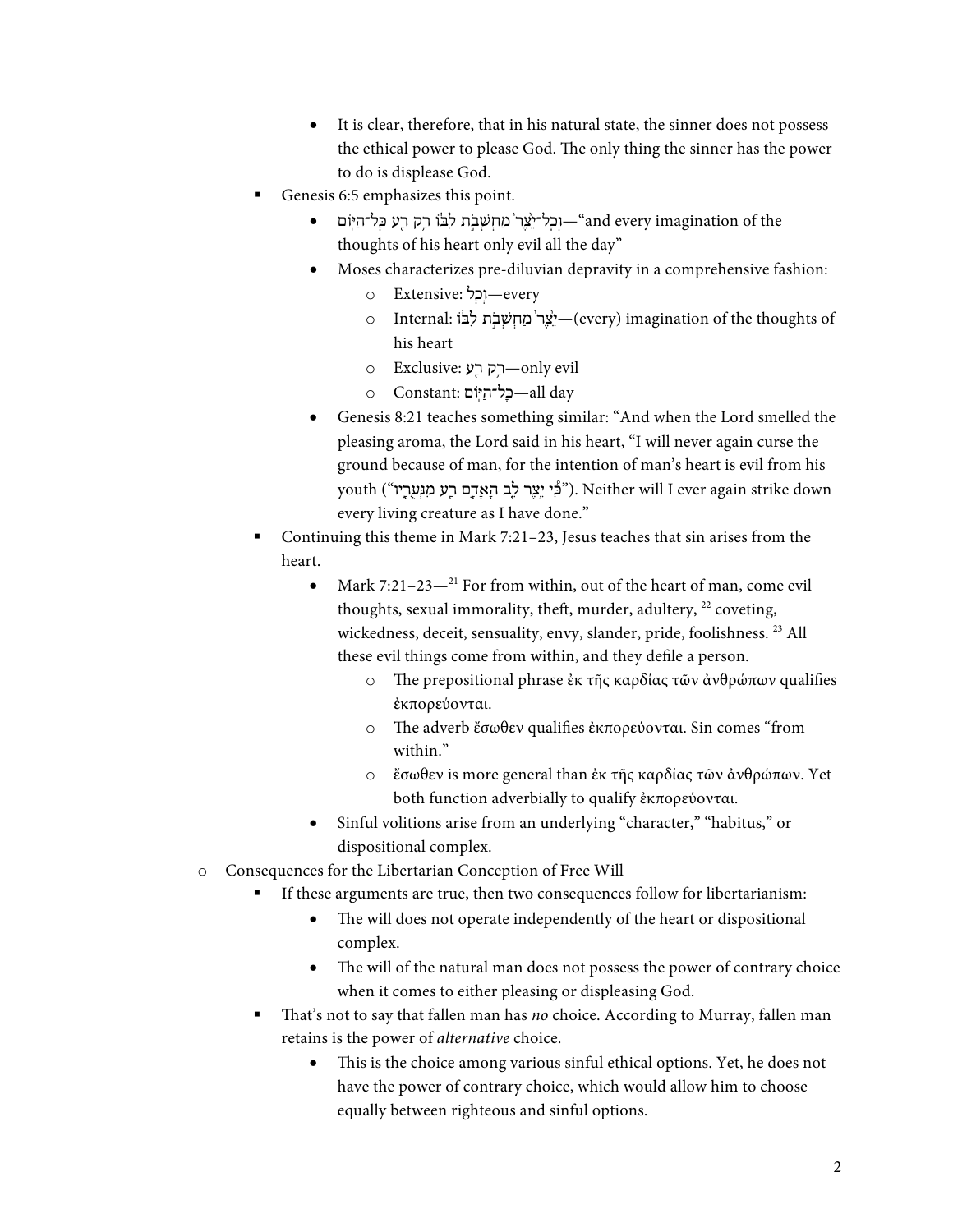- It is clear, therefore, that in his natural state, the sinner does not possess the ethical power to please God. The only thing the sinner has the power to do is displease God.
    - Genesis 6:5 emphasizes this point.
      - וְכָל־יֵ֙צֶר֙ מַחְשְׁבֹ֣ת לִבּ֔וֹ רַ֥ק רַ֖ע כָּל־הַיּֽוֹם—"and every imagination of the thoughts of his heart only evil all the day"
      - Moses characterizes pre-diluvian depravity in a comprehensive fashion:
        - Extensive: וְכָל—every
        - Internal: יֵ֙צֶר֙ מַחְשְׁבֹ֣ת לִבּ֔וֹ—(every) imagination of the thoughts of his heart
        - Exclusive: רַ֥ק רַ֖ע—only evil
        - Constant: כָּל־הַיּֽוֹם—all day
      - Genesis 8:21 teaches something similar: "And when the Lord smelled the pleasing aroma, the Lord said in his heart, "I will never again curse the ground because of man, for the intention of man's heart is evil from his youth ("כִּ֠י יֵ֣צֶר לֵ֧ב הָֽאָדָ֛ם רַ֖ע מִנְּעֻרָ֑יו"). Neither will I ever again strike down every living creature as I have done."
    - Continuing this theme in Mark 7:21–23, Jesus teaches that sin arises from the heart.
      - Mark 7:21–23—[21] For from within, out of the heart of man, come evil thoughts, sexual immorality, theft, murder, adultery, [22] coveting, wickedness, deceit, sensuality, envy, slander, pride, foolishness. [23] All these evil things come from within, and they defile a person.
        - The prepositional phrase ἐκ τῆς καρδίας τῶν ἀνθρώπων qualifies ἐκπορεύονται.
        - The adverb ἔσωθεν qualifies ἐκπορεύονται. Sin comes "from within."
        - ἔσωθεν is more general than ἐκ τῆς καρδίας τῶν ἀνθρώπων. Yet both function adverbially to qualify ἐκπορεύονται.
      - Sinful volitions arise from an underlying "character," "habitus," or dispositional complex.
  - Consequences for the Libertarian Conception of Free Will
    - If these arguments are true, then two consequences follow for libertarianism:
      - The will does not operate independently of the heart or dispositional complex.
      - The will of the natural man does not possess the power of contrary choice when it comes to either pleasing or displeasing God.
    - That's not to say that fallen man has *no* choice. According to Murray, fallen man retains is the power of *alternative* choice.
      - This is the choice among various sinful ethical options. Yet, he does not have the power of contrary choice, which would allow him to choose equally between righteous and sinful options.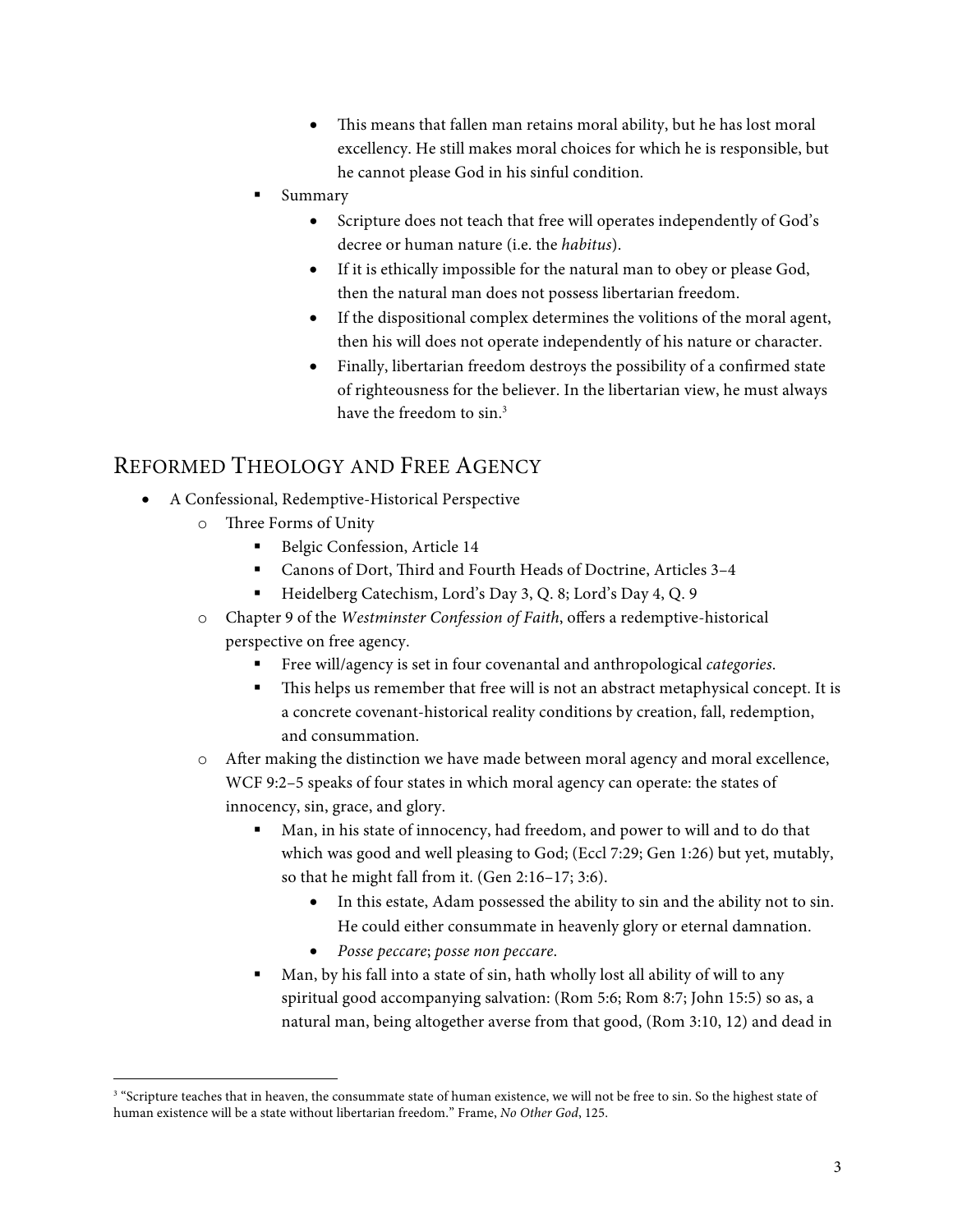- This means that fallen man retains moral ability, but he has lost moral excellency. He still makes moral choices for which he is responsible, but he cannot please God in his sinful condition.
- Summary
  - Scripture does not teach that free will operates independently of God's decree or human nature (i.e. the *habitus*).
  - If it is ethically impossible for the natural man to obey or please God, then the natural man does not possess libertarian freedom.
  - If the dispositional complex determines the volitions of the moral agent, then his will does not operate independently of his nature or character.
  - Finally, libertarian freedom destroys the possibility of a confirmed state of righteousness for the believer. In the libertarian view, he must always have the freedom to sin.[3]

## Reformed Theology and Free Agency

- A Confessional, Redemptive-Historical Perspective
  - Three Forms of Unity
    - Belgic Confession, Article 14
    - Canons of Dort, Third and Fourth Heads of Doctrine, Articles 3–4
    - Heidelberg Catechism, Lord's Day 3, Q. 8; Lord's Day 4, Q. 9
  - Chapter 9 of the *Westminster Confession of Faith*, offers a redemptive-historical perspective on free agency.
    - Free will/agency is set in four covenantal and anthropological *categories*.
    - This helps us remember that free will is not an abstract metaphysical concept. It is a concrete covenant-historical reality conditions by creation, fall, redemption, and consummation.
  - After making the distinction we have made between moral agency and moral excellence, WCF 9:2–5 speaks of four states in which moral agency can operate: the states of innocency, sin, grace, and glory.
    - Man, in his state of innocency, had freedom, and power to will and to do that which was good and well pleasing to God; (Eccl 7:29; Gen 1:26) but yet, mutably, so that he might fall from it. (Gen 2:16–17; 3:6).
      - In this estate, Adam possessed the ability to sin and the ability not to sin. He could either consummate in heavenly glory or eternal damnation.
      - *Posse peccare*; *posse non peccare*.
    - Man, by his fall into a state of sin, hath wholly lost all ability of will to any spiritual good accompanying salvation: (Rom 5:6; Rom 8:7; John 15:5) so as, a natural man, being altogether averse from that good, (Rom 3:10, 12) and dead in

---

[3] "Scripture teaches that in heaven, the consummate state of human existence, we will not be free to sin. So the highest state of human existence will be a state without libertarian freedom." Frame, *No Other God*, 125.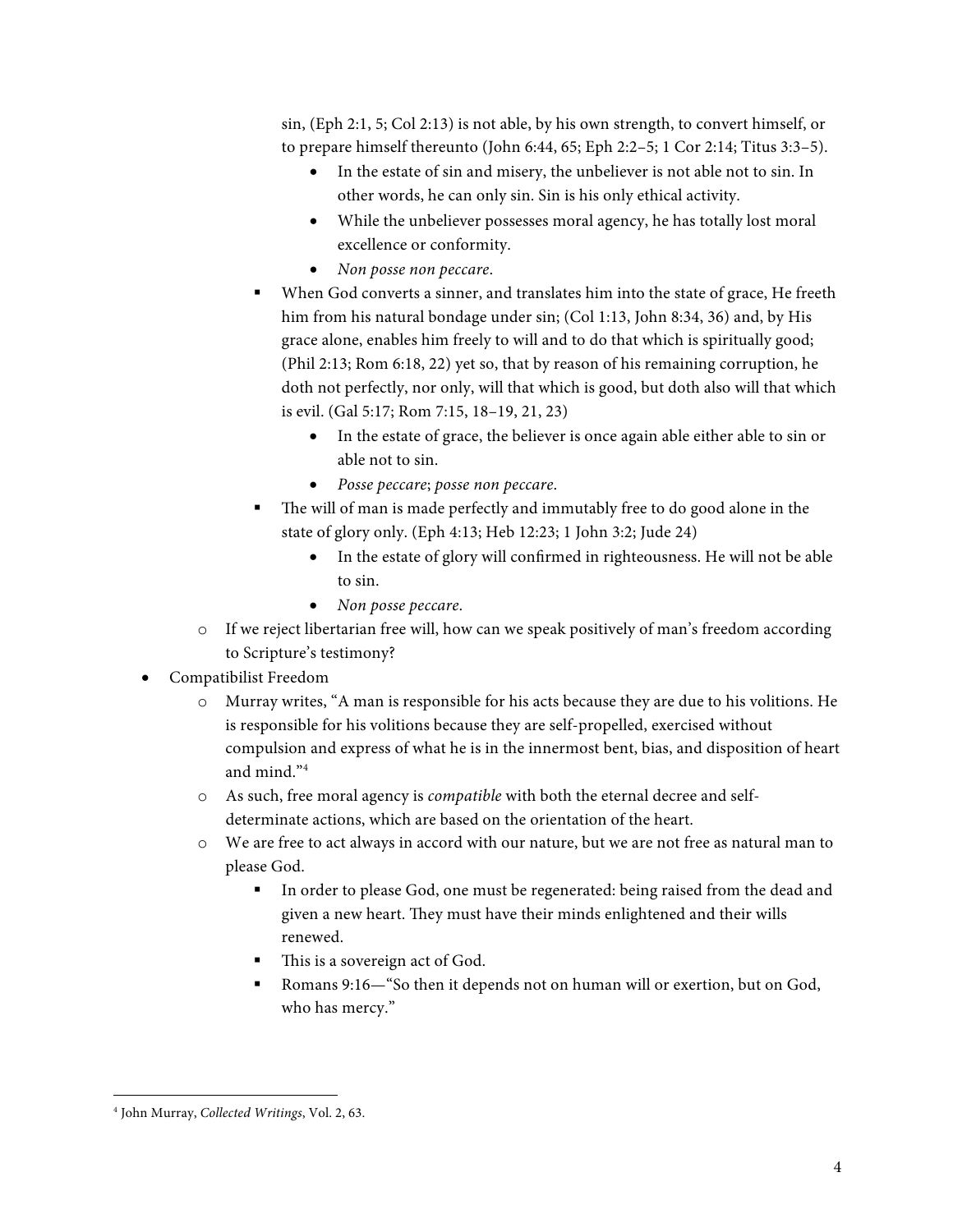sin, (Eph 2:1, 5; Col 2:13) is not able, by his own strength, to convert himself, or to prepare himself thereunto (John 6:44, 65; Eph 2:2–5; 1 Cor 2:14; Titus 3:3–5).

        - In the estate of sin and misery, the unbeliever is not able not to sin. In other words, he can only sin. Sin is his only ethical activity.
        - While the unbeliever possesses moral agency, he has totally lost moral excellence or conformity.
        - *Non posse non peccare*.
    - When God converts a sinner, and translates him into the state of grace, He freeth him from his natural bondage under sin; (Col 1:13, John 8:34, 36) and, by His grace alone, enables him freely to will and to do that which is spiritually good; (Phil 2:13; Rom 6:18, 22) yet so, that by reason of his remaining corruption, he doth not perfectly, nor only, will that which is good, but doth also will that which is evil. (Gal 5:17; Rom 7:15, 18–19, 21, 23)
        - In the estate of grace, the believer is once again able either able to sin or able not to sin.
        - *Posse peccare*; *posse non peccare*.
    - The will of man is made perfectly and immutably free to do good alone in the state of glory only. (Eph 4:13; Heb 12:23; 1 John 3:2; Jude 24)
        - In the estate of glory will confirmed in righteousness. He will not be able to sin.
        - *Non posse peccare*.
  - If we reject libertarian free will, how can we speak positively of man's freedom according to Scripture's testimony?
- Compatibilist Freedom
  - Murray writes, "A man is responsible for his acts because they are due to his volitions. He is responsible for his volitions because they are self-propelled, exercised without compulsion and express of what he is in the innermost bent, bias, and disposition of heart and mind."[4]
  - As such, free moral agency is *compatible* with both the eternal decree and self-determinate actions, which are based on the orientation of the heart.
  - We are free to act always in accord with our nature, but we are not free as natural man to please God.
    - In order to please God, one must be regenerated: being raised from the dead and given a new heart. They must have their minds enlightened and their wills renewed.
    - This is a sovereign act of God.
    - Romans 9:16—"So then it depends not on human will or exertion, but on God, who has mercy."

---

[4] John Murray, *Collected Writings*, Vol. 2, 63.